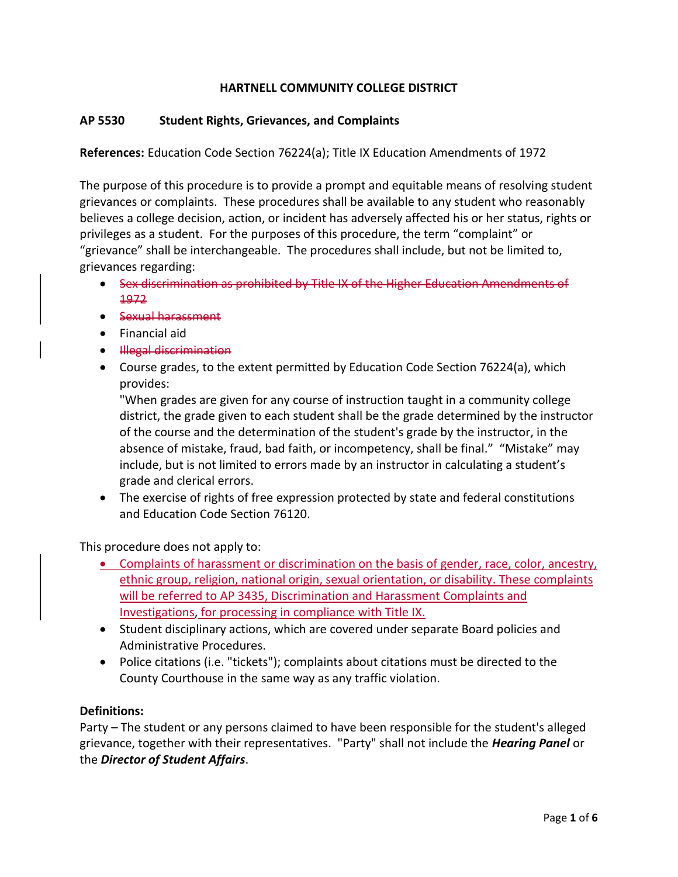**HARTNELL COMMUNITY COLLEGE DISTRICT**

## AP 5530 Student Rights, Grievances, and Complaints

**References:** Education Code Section 76224(a); Title IX Education Amendments of 1972

The purpose of this procedure is to provide a prompt and equitable means of resolving student grievances or complaints. These procedures shall be available to any student who reasonably believes a college decision, action, or incident has adversely affected his or her status, rights or privileges as a student. For the purposes of this procedure, the term "complaint" or "grievance" shall be interchangeable. The procedures shall include, but not be limited to, grievances regarding:

- ~~Sex discrimination as prohibited by Title IX of the Higher Education Amendments of 1972~~
- ~~Sexual harassment~~
- Financial aid
- ~~Illegal discrimination~~
- Course grades, to the extent permitted by Education Code Section 76224(a), which provides:
  "When grades are given for any course of instruction taught in a community college district, the grade given to each student shall be the grade determined by the instructor of the course and the determination of the student's grade by the instructor, in the absence of mistake, fraud, bad faith, or incompetency, shall be final." "Mistake" may include, but is not limited to errors made by an instructor in calculating a student's grade and clerical errors.
- The exercise of rights of free expression protected by state and federal constitutions and Education Code Section 76120.

This procedure does not apply to:

- Complaints of harassment or discrimination on the basis of gender, race, color, ancestry, ethnic group, religion, national origin, sexual orientation, or disability. These complaints will be referred to AP 3435, Discrimination and Harassment Complaints and Investigations, for processing in compliance with Title IX.
- Student disciplinary actions, which are covered under separate Board policies and Administrative Procedures.
- Police citations (i.e. "tickets"); complaints about citations must be directed to the County Courthouse in the same way as any traffic violation.

**Definitions:**

Party – The student or any persons claimed to have been responsible for the student's alleged grievance, together with their representatives. "Party" shall not include the ***Hearing Panel*** or the ***Director of Student Affairs***.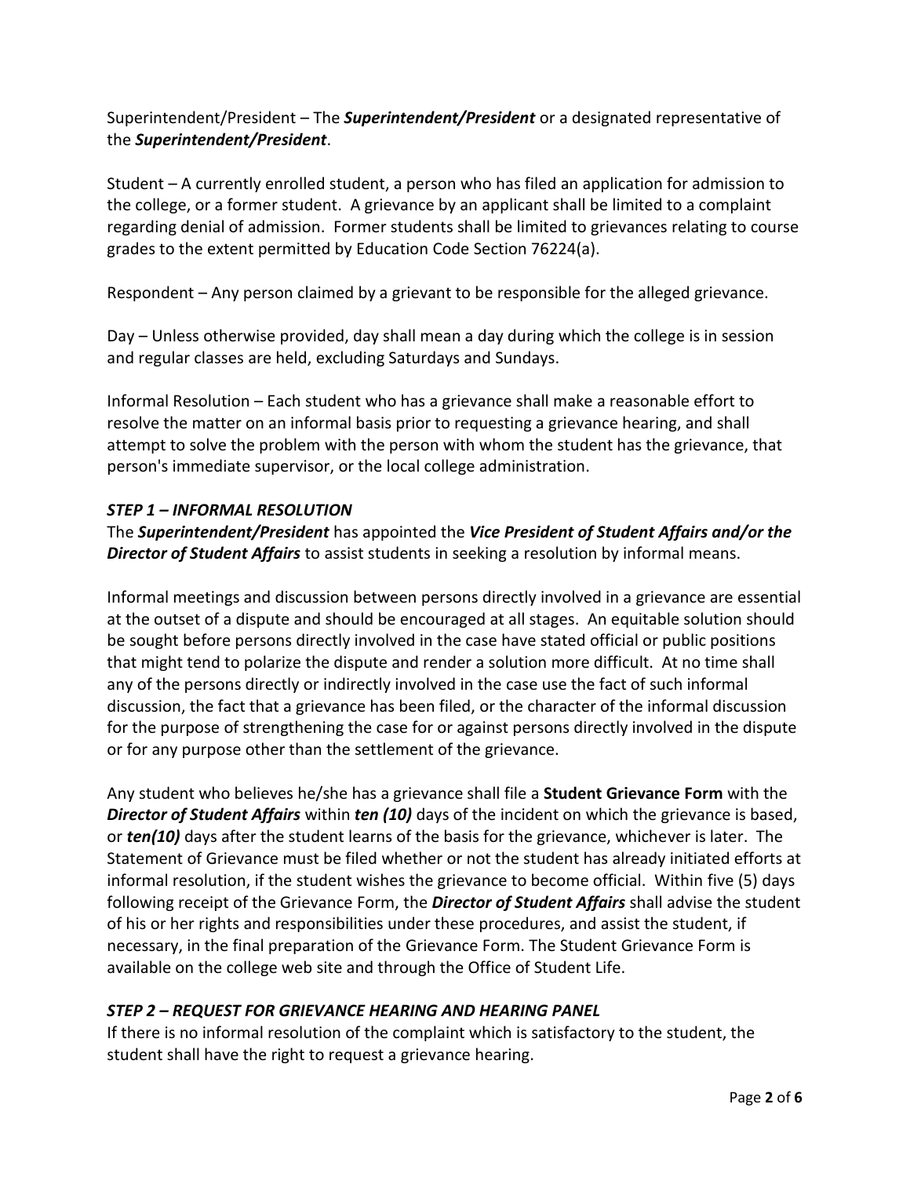Superintendent/President – The ***Superintendent/President*** or a designated representative of the ***Superintendent/President***.

Student – A currently enrolled student, a person who has filed an application for admission to the college, or a former student. A grievance by an applicant shall be limited to a complaint regarding denial of admission. Former students shall be limited to grievances relating to course grades to the extent permitted by Education Code Section 76224(a).

Respondent – Any person claimed by a grievant to be responsible for the alleged grievance.

Day – Unless otherwise provided, day shall mean a day during which the college is in session and regular classes are held, excluding Saturdays and Sundays.

Informal Resolution – Each student who has a grievance shall make a reasonable effort to resolve the matter on an informal basis prior to requesting a grievance hearing, and shall attempt to solve the problem with the person with whom the student has the grievance, that person's immediate supervisor, or the local college administration.

### *STEP 1 – INFORMAL RESOLUTION*

The ***Superintendent/President*** has appointed the ***Vice President of Student Affairs and/or the Director of Student Affairs*** to assist students in seeking a resolution by informal means.

Informal meetings and discussion between persons directly involved in a grievance are essential at the outset of a dispute and should be encouraged at all stages. An equitable solution should be sought before persons directly involved in the case have stated official or public positions that might tend to polarize the dispute and render a solution more difficult. At no time shall any of the persons directly or indirectly involved in the case use the fact of such informal discussion, the fact that a grievance has been filed, or the character of the informal discussion for the purpose of strengthening the case for or against persons directly involved in the dispute or for any purpose other than the settlement of the grievance.

Any student who believes he/she has a grievance shall file a **Student Grievance Form** with the ***Director of Student Affairs*** within ***ten (10)*** days of the incident on which the grievance is based, or ***ten(10)*** days after the student learns of the basis for the grievance, whichever is later. The Statement of Grievance must be filed whether or not the student has already initiated efforts at informal resolution, if the student wishes the grievance to become official. Within five (5) days following receipt of the Grievance Form, the ***Director of Student Affairs*** shall advise the student of his or her rights and responsibilities under these procedures, and assist the student, if necessary, in the final preparation of the Grievance Form. The Student Grievance Form is available on the college web site and through the Office of Student Life.

### *STEP 2 – REQUEST FOR GRIEVANCE HEARING AND HEARING PANEL*

If there is no informal resolution of the complaint which is satisfactory to the student, the student shall have the right to request a grievance hearing.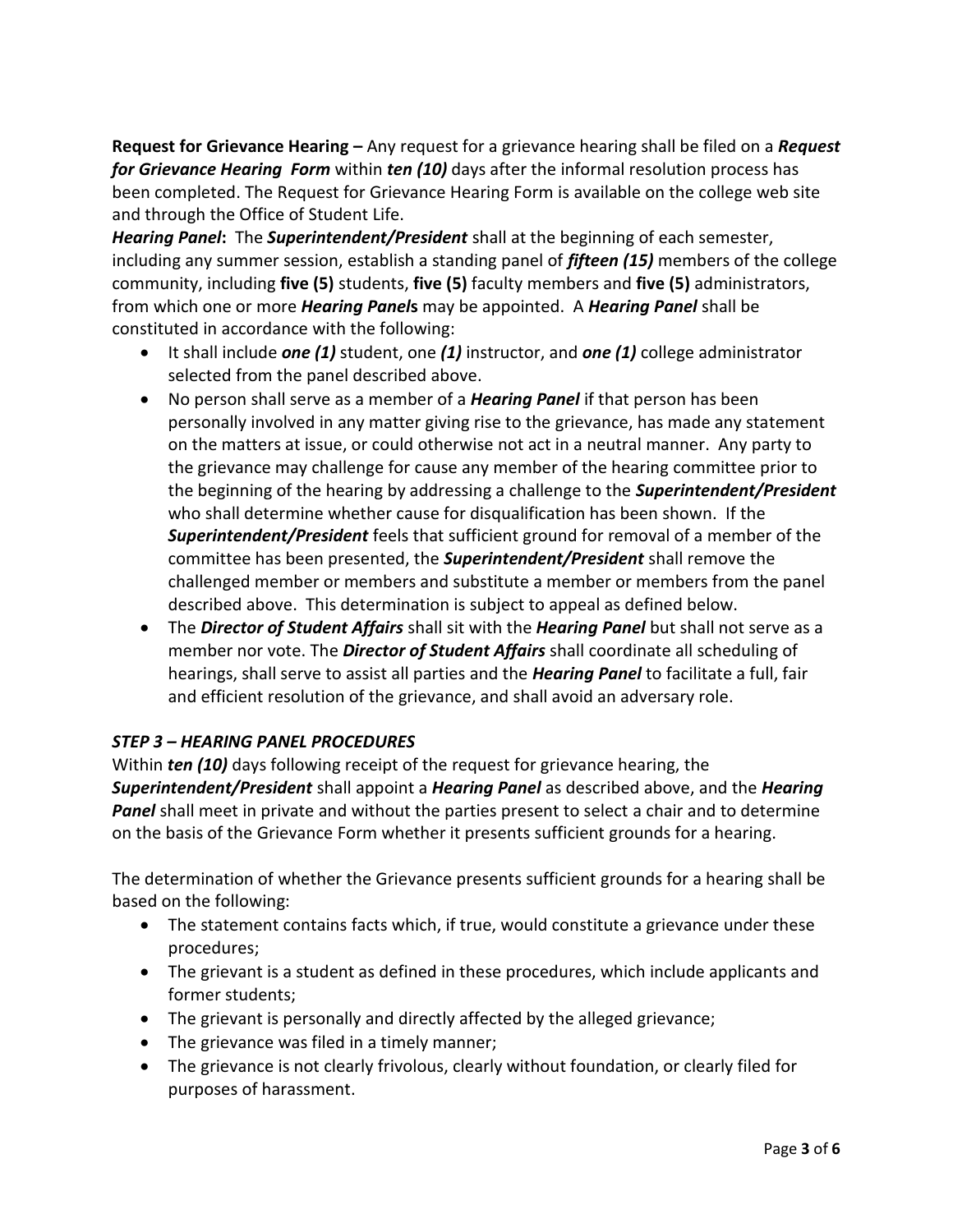**Request for Grievance Hearing –** Any request for a grievance hearing shall be filed on a ***Request for Grievance Hearing Form*** within ***ten (10)*** days after the informal resolution process has been completed. The Request for Grievance Hearing Form is available on the college web site and through the Office of Student Life.

***Hearing Panel*:** The ***Superintendent/President*** shall at the beginning of each semester, including any summer session, establish a standing panel of ***fifteen (15)*** members of the college community, including **five (5)** students, **five (5)** faculty members and **five (5)** administrators, from which one or more ***Hearing Panels*** may be appointed. A ***Hearing Panel*** shall be constituted in accordance with the following:

- It shall include ***one (1)*** student, one ***(1)*** instructor, and ***one (1)*** college administrator selected from the panel described above.
- No person shall serve as a member of a ***Hearing Panel*** if that person has been personally involved in any matter giving rise to the grievance, has made any statement on the matters at issue, or could otherwise not act in a neutral manner. Any party to the grievance may challenge for cause any member of the hearing committee prior to the beginning of the hearing by addressing a challenge to the ***Superintendent/President*** who shall determine whether cause for disqualification has been shown. If the ***Superintendent/President*** feels that sufficient ground for removal of a member of the committee has been presented, the ***Superintendent/President*** shall remove the challenged member or members and substitute a member or members from the panel described above. This determination is subject to appeal as defined below.
- The ***Director of Student Affairs*** shall sit with the ***Hearing Panel*** but shall not serve as a member nor vote. The ***Director of Student Affairs*** shall coordinate all scheduling of hearings, shall serve to assist all parties and the ***Hearing Panel*** to facilitate a full, fair and efficient resolution of the grievance, and shall avoid an adversary role.

***STEP 3 – HEARING PANEL PROCEDURES***

Within ***ten (10)*** days following receipt of the request for grievance hearing, the ***Superintendent/President*** shall appoint a ***Hearing Panel*** as described above, and the ***Hearing Panel*** shall meet in private and without the parties present to select a chair and to determine on the basis of the Grievance Form whether it presents sufficient grounds for a hearing.

The determination of whether the Grievance presents sufficient grounds for a hearing shall be based on the following:

- The statement contains facts which, if true, would constitute a grievance under these procedures;
- The grievant is a student as defined in these procedures, which include applicants and former students;
- The grievant is personally and directly affected by the alleged grievance;
- The grievance was filed in a timely manner;
- The grievance is not clearly frivolous, clearly without foundation, or clearly filed for purposes of harassment.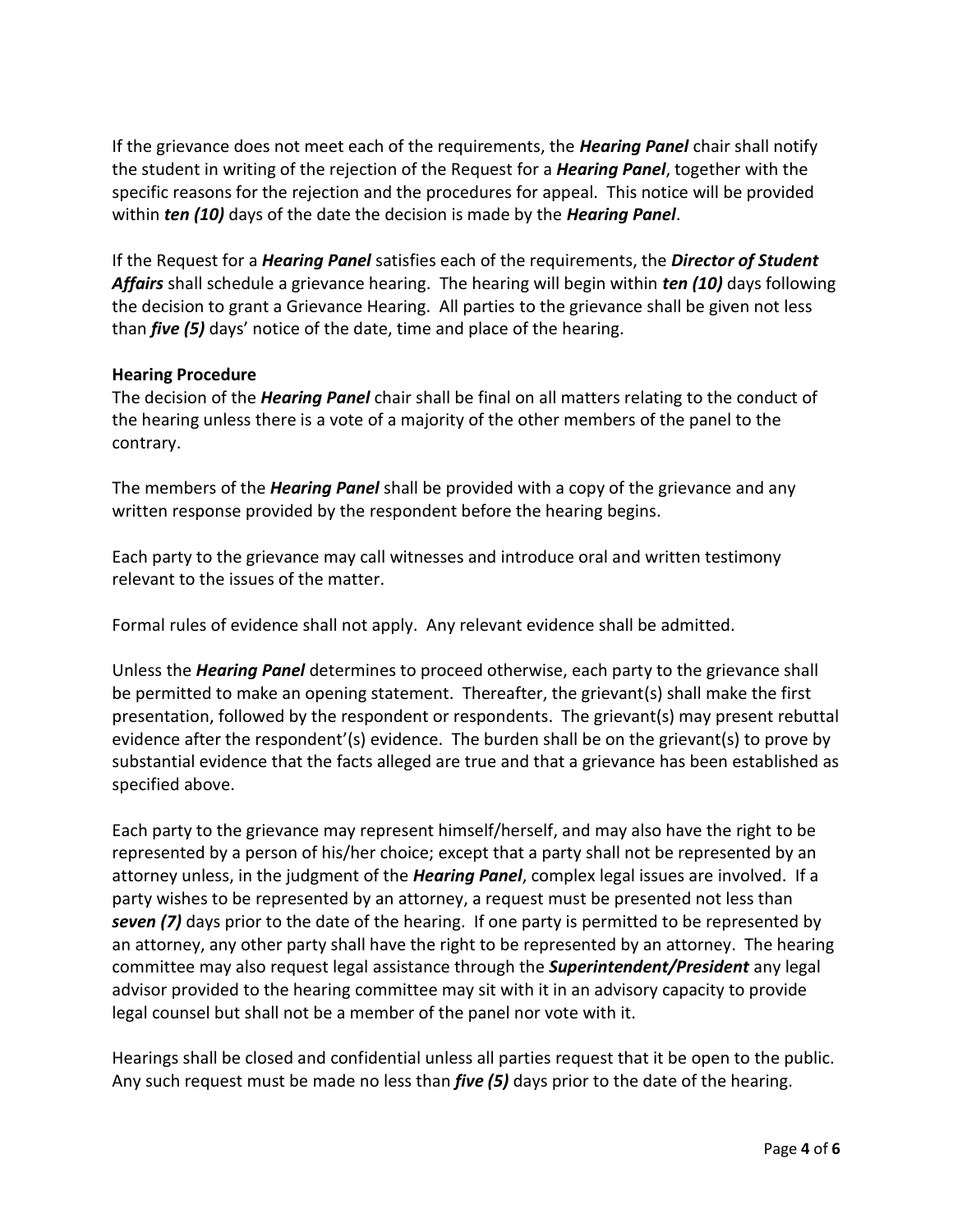If the grievance does not meet each of the requirements, the ***Hearing Panel*** chair shall notify the student in writing of the rejection of the Request for a ***Hearing Panel***, together with the specific reasons for the rejection and the procedures for appeal. This notice will be provided within ***ten (10)*** days of the date the decision is made by the ***Hearing Panel***.

If the Request for a ***Hearing Panel*** satisfies each of the requirements, the ***Director of Student Affairs*** shall schedule a grievance hearing. The hearing will begin within ***ten (10)*** days following the decision to grant a Grievance Hearing. All parties to the grievance shall be given not less than ***five (5)*** days' notice of the date, time and place of the hearing.

**Hearing Procedure**

The decision of the ***Hearing Panel*** chair shall be final on all matters relating to the conduct of the hearing unless there is a vote of a majority of the other members of the panel to the contrary.

The members of the ***Hearing Panel*** shall be provided with a copy of the grievance and any written response provided by the respondent before the hearing begins.

Each party to the grievance may call witnesses and introduce oral and written testimony relevant to the issues of the matter.

Formal rules of evidence shall not apply. Any relevant evidence shall be admitted.

Unless the ***Hearing Panel*** determines to proceed otherwise, each party to the grievance shall be permitted to make an opening statement. Thereafter, the grievant(s) shall make the first presentation, followed by the respondent or respondents. The grievant(s) may present rebuttal evidence after the respondent'(s) evidence. The burden shall be on the grievant(s) to prove by substantial evidence that the facts alleged are true and that a grievance has been established as specified above.

Each party to the grievance may represent himself/herself, and may also have the right to be represented by a person of his/her choice; except that a party shall not be represented by an attorney unless, in the judgment of the ***Hearing Panel***, complex legal issues are involved. If a party wishes to be represented by an attorney, a request must be presented not less than ***seven (7)*** days prior to the date of the hearing. If one party is permitted to be represented by an attorney, any other party shall have the right to be represented by an attorney. The hearing committee may also request legal assistance through the ***Superintendent/President*** any legal advisor provided to the hearing committee may sit with it in an advisory capacity to provide legal counsel but shall not be a member of the panel nor vote with it.

Hearings shall be closed and confidential unless all parties request that it be open to the public. Any such request must be made no less than ***five (5)*** days prior to the date of the hearing.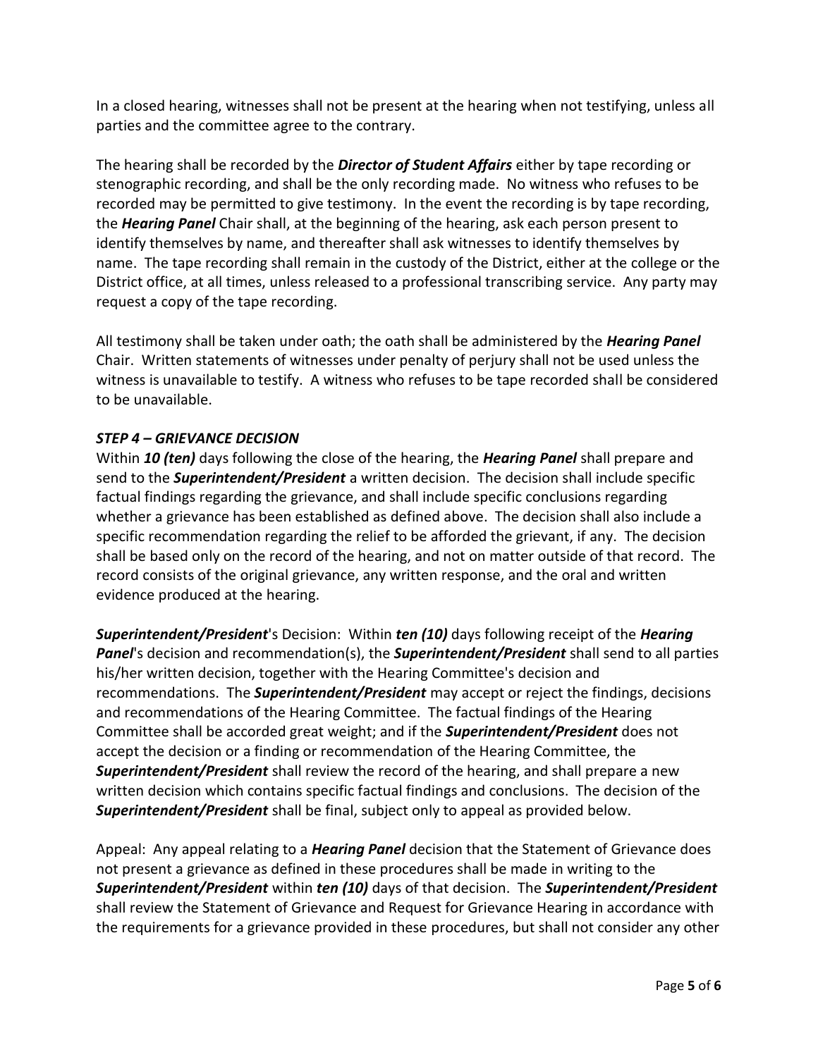In a closed hearing, witnesses shall not be present at the hearing when not testifying, unless all parties and the committee agree to the contrary.

The hearing shall be recorded by the ***Director of Student Affairs*** either by tape recording or stenographic recording, and shall be the only recording made. No witness who refuses to be recorded may be permitted to give testimony. In the event the recording is by tape recording, the ***Hearing Panel*** Chair shall, at the beginning of the hearing, ask each person present to identify themselves by name, and thereafter shall ask witnesses to identify themselves by name. The tape recording shall remain in the custody of the District, either at the college or the District office, at all times, unless released to a professional transcribing service. Any party may request a copy of the tape recording.

All testimony shall be taken under oath; the oath shall be administered by the ***Hearing Panel*** Chair. Written statements of witnesses under penalty of perjury shall not be used unless the witness is unavailable to testify. A witness who refuses to be tape recorded shall be considered to be unavailable.

***STEP 4 – GRIEVANCE DECISION***

Within ***10 (ten)*** days following the close of the hearing, the ***Hearing Panel*** shall prepare and send to the ***Superintendent/President*** a written decision. The decision shall include specific factual findings regarding the grievance, and shall include specific conclusions regarding whether a grievance has been established as defined above. The decision shall also include a specific recommendation regarding the relief to be afforded the grievant, if any. The decision shall be based only on the record of the hearing, and not on matter outside of that record. The record consists of the original grievance, any written response, and the oral and written evidence produced at the hearing.

***Superintendent/President***'s Decision: Within ***ten (10)*** days following receipt of the ***Hearing Panel***'s decision and recommendation(s), the ***Superintendent/President*** shall send to all parties his/her written decision, together with the Hearing Committee's decision and recommendations. The ***Superintendent/President*** may accept or reject the findings, decisions and recommendations of the Hearing Committee. The factual findings of the Hearing Committee shall be accorded great weight; and if the ***Superintendent/President*** does not accept the decision or a finding or recommendation of the Hearing Committee, the ***Superintendent/President*** shall review the record of the hearing, and shall prepare a new written decision which contains specific factual findings and conclusions. The decision of the ***Superintendent/President*** shall be final, subject only to appeal as provided below.

Appeal: Any appeal relating to a ***Hearing Panel*** decision that the Statement of Grievance does not present a grievance as defined in these procedures shall be made in writing to the ***Superintendent/President*** within ***ten (10)*** days of that decision. The ***Superintendent/President*** shall review the Statement of Grievance and Request for Grievance Hearing in accordance with the requirements for a grievance provided in these procedures, but shall not consider any other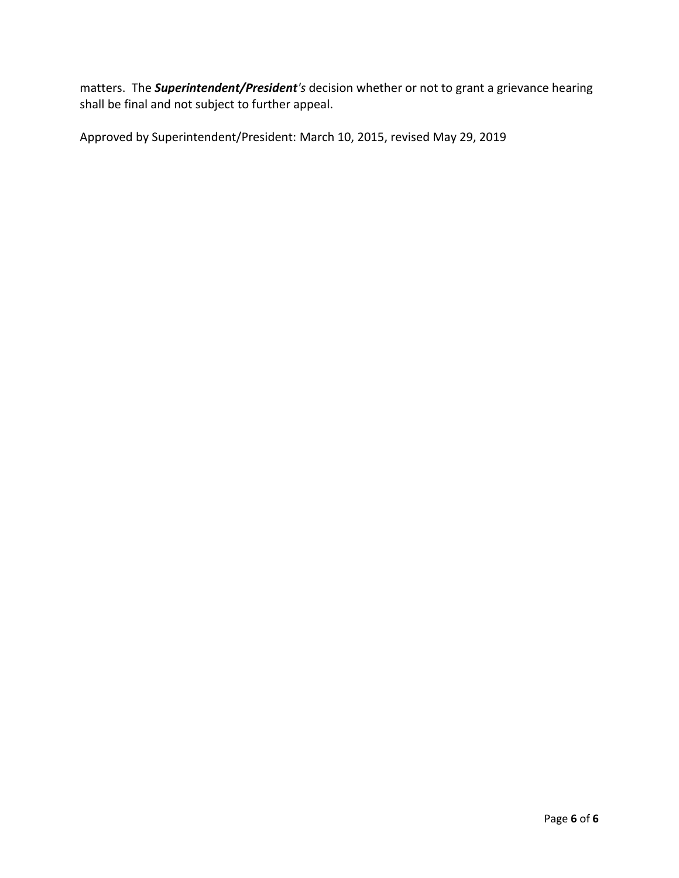matters. The ***Superintendent/President****'s* decision whether or not to grant a grievance hearing shall be final and not subject to further appeal.

Approved by Superintendent/President: March 10, 2015, revised May 29, 2019